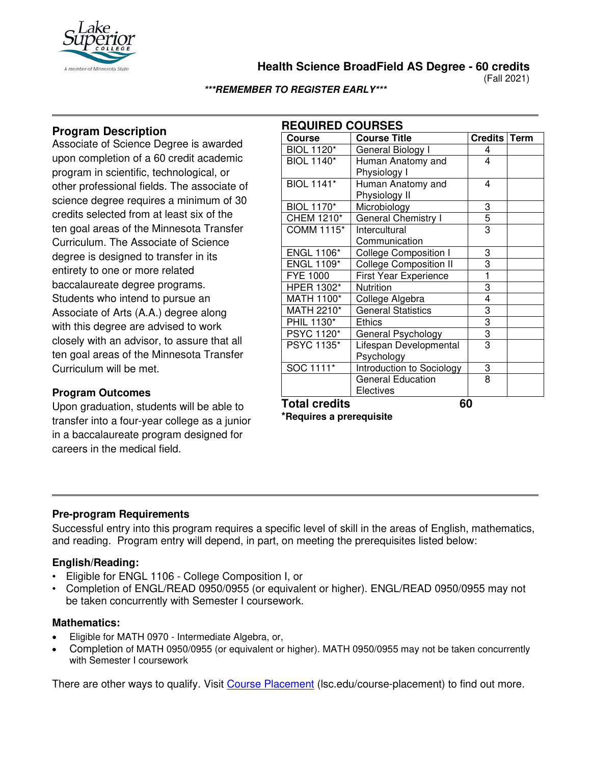# Health Science BroadField AS Degree - 60 credits

(Fall 2021)

***REMEMBER TO REGISTER EARLY***

## Program Description

Associate of Science Degree is awarded upon completion of a 60 credit academic program in scientific, technological, or other professional fields. The associate of science degree requires a minimum of 30 credits selected from at least six of the ten goal areas of the Minnesota Transfer Curriculum. The Associate of Science degree is designed to transfer in its entirety to one or more related baccalaureate degree programs. Students who intend to pursue an Associate of Arts (A.A.) degree along with this degree are advised to work closely with an advisor, to assure that all ten goal areas of the Minnesota Transfer Curriculum will be met.

## Program Outcomes

Upon graduation, students will be able to transfer into a four-year college as a junior in a baccalaureate program designed for careers in the medical field.

## REQUIRED COURSES

| Course | Course Title | Credits | Term |
|---|---|---|---|
| BIOL 1120* | General Biology I | 4 | |
| BIOL 1140* | Human Anatomy and Physiology I | 4 | |
| BIOL 1141* | Human Anatomy and Physiology II | 4 | |
| BIOL 1170* | Microbiology | 3 | |
| CHEM 1210* | General Chemistry I | 5 | |
| COMM 1115* | Intercultural Communication | 3 | |
| ENGL 1106* | College Composition I | 3 | |
| ENGL 1109* | College Composition II | 3 | |
| FYE 1000 | First Year Experience | 1 | |
| HPER 1302* | Nutrition | 3 | |
| MATH 1100* | College Algebra | 4 | |
| MATH 2210* | General Statistics | 3 | |
| PHIL 1130* | Ethics | 3 | |
| PSYC 1120* | General Psychology | 3 | |
| PSYC 1135* | Lifespan Developmental Psychology | 3 | |
| SOC 1111* | Introduction to Sociology | 3 | |
| | General Education Electives | 8 | |

**Total credits 60**

***Requires a prerequisite**

### Pre-program Requirements

Successful entry into this program requires a specific level of skill in the areas of English, mathematics, and reading. Program entry will depend, in part, on meeting the prerequisites listed below:

### English/Reading:

- Eligible for ENGL 1106 - College Composition I, or
- Completion of ENGL/READ 0950/0955 (or equivalent or higher). ENGL/READ 0950/0955 may not be taken concurrently with Semester I coursework.

### Mathematics:

- Eligible for MATH 0970 - Intermediate Algebra, or,
- Completion of MATH 0950/0955 (or equivalent or higher). MATH 0950/0955 may not be taken concurrently with Semester I coursework

There are other ways to qualify. Visit Course Placement (lsc.edu/course-placement) to find out more.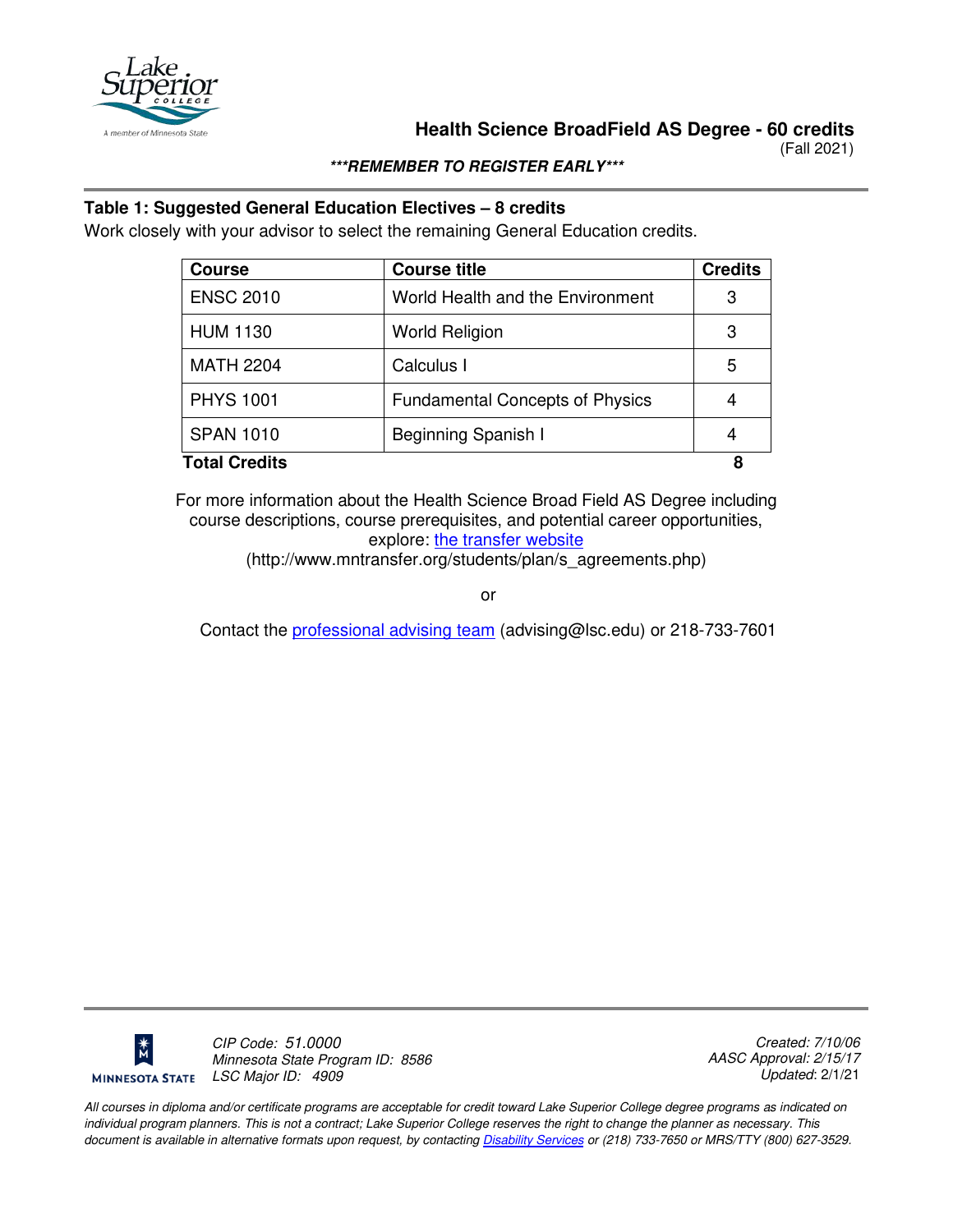**Health Science BroadField AS Degree - 60 credits**
(Fall 2021)

***REMEMBER TO REGISTER EARLY***

## Table 1: Suggested General Education Electives – 8 credits

Work closely with your advisor to select the remaining General Education credits.

| Course | Course title | Credits |
|---|---|---|
| ENSC 2010 | World Health and the Environment | 3 |
| HUM 1130 | World Religion | 3 |
| MATH 2204 | Calculus I | 5 |
| PHYS 1001 | Fundamental Concepts of Physics | 4 |
| SPAN 1010 | Beginning Spanish I | 4 |
| **Total Credits** | | **8** |

For more information about the Health Science Broad Field AS Degree including course descriptions, course prerequisites, and potential career opportunities, explore: the transfer website (http://www.mntransfer.org/students/plan/s_agreements.php)

or

Contact the professional advising team (advising@lsc.edu) or 218-733-7601

*CIP Code: 51.0000*
*Minnesota State Program ID: 8586*
*LSC Major ID: 4909*

*Created: 7/10/06*
*AASC Approval: 2/15/17*
*Updated:* 2/1/21

*All courses in diploma and/or certificate programs are acceptable for credit toward Lake Superior College degree programs as indicated on individual program planners. This is not a contract; Lake Superior College reserves the right to change the planner as necessary. This document is available in alternative formats upon request, by contacting Disability Services or (218) 733-7650 or MRS/TTY (800) 627-3529.*